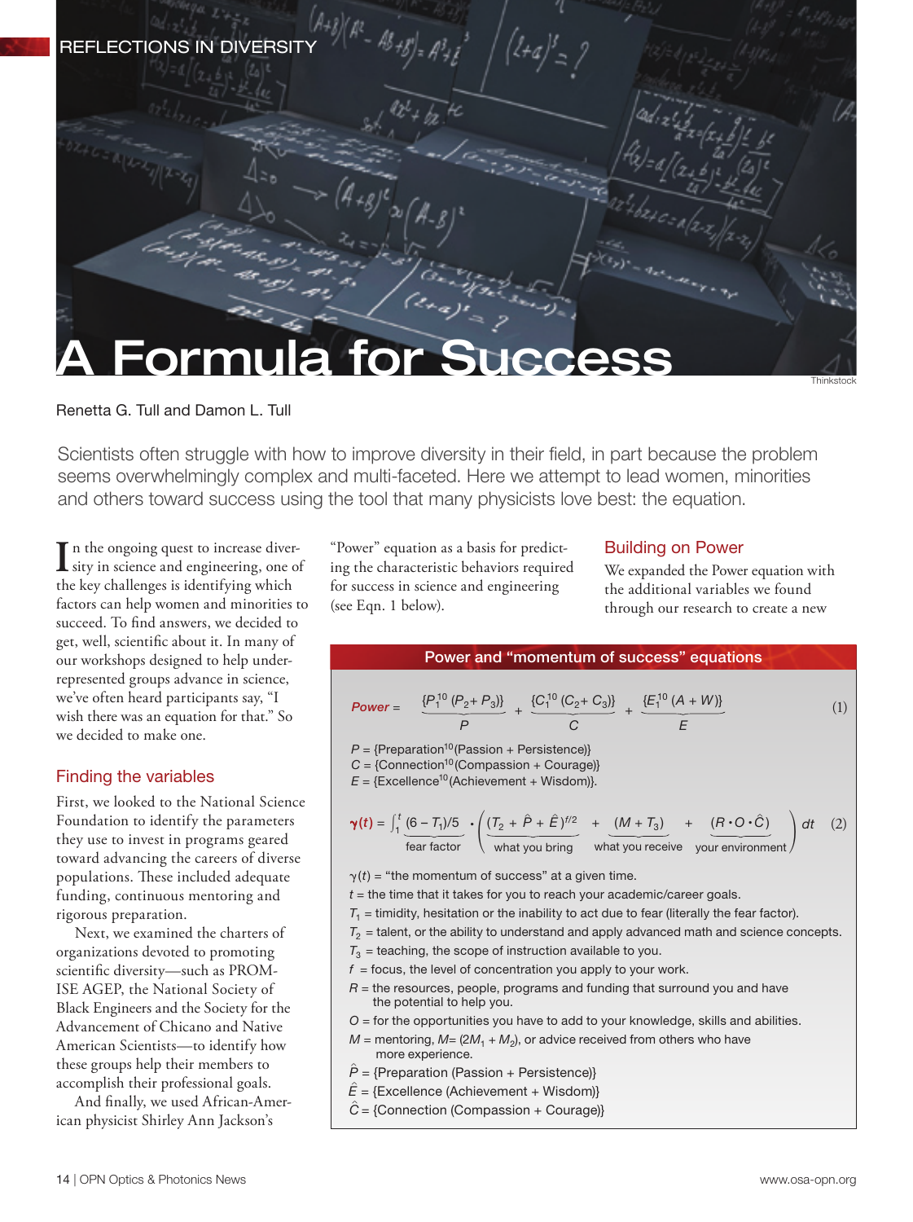REFLECTIONS IN DIVERSITY

# A Formula for Success

Thinkstock

Renetta G. Tull and Damon L. Tull

Scientists often struggle with how to improve diversity in their field, in part because the problem seems overwhelmingly complex and multi-faceted. Here we attempt to lead women, minorities and others toward success using the tool that many physicists love best: the equation.

In the ongoing quest to increase diversity in science and engineering, one of the key challenges is identifying which factors can help women and minorities to succeed. To find answers, we decided to get, well, scientific about it. In many of our workshops designed to help underrepresented groups advance in science, we've often heard participants say, "I wish there was an equation for that." So we decided to make one.

## Finding the variables

First, we looked to the National Science Foundation to identify the parameters they use to invest in programs geared toward advancing the careers of diverse populations. These included adequate funding, continuous mentoring and rigorous preparation.

Next, we examined the charters of organizations devoted to promoting scientific diversity—such as PROMISE AGEP, the National Society of Black Engineers and the Society for the Advancement of Chicano and Native American Scientists—to identify how these groups help their members to accomplish their professional goals.

And finally, we used African-American physicist Shirley Ann Jackson's "Power" equation as a basis for predicting the characteristic behaviors required for success in science and engineering (see Eqn. 1 below).

## Building on Power

We expanded the Power equation with the additional variables we found through our research to create a new

### Power and "momentum of success" equations

$$\textit{Power} = \underbrace{\frac{\{P_1^{10}\,(P_2 + P_3)\}}{P}} + \underbrace{\frac{\{C_1^{10}\,(C_2 + C_3)\}}{C}} + \underbrace{\frac{\{E_1^{10}\,(A + W)\}}{E}} \qquad (1)$$

$P$ = {Preparation$^{10}$(Passion + Persistence)}
$C$ = {Connection$^{10}$(Compassion + Courage)}
$E$ = {Excellence$^{10}$(Achievement + Wisdom)}.

$$\gamma(t) = \int_1^t \underbrace{(6 - T_1)/5}_{\text{fear factor}} \cdot \left( \underbrace{(T_2 + \hat{P} + \hat{E})^{f/2}}_{\text{what you bring}} + \underbrace{(M + T_3)}_{\text{what you receive}} + \underbrace{(R \cdot O \cdot \hat{C})}_{\text{your environment}} \right) dt \qquad (2)$$

$\gamma(t)$ = "the momentum of success" at a given time.
$t$ = the time that it takes for you to reach your academic/career goals.
$T_1$ = timidity, hesitation or the inability to act due to fear (literally the fear factor).
$T_2$ = talent, or the ability to understand and apply advanced math and science concepts.
$T_3$ = teaching, the scope of instruction available to you.
$f$ = focus, the level of concentration you apply to your work.
$R$ = the resources, people, programs and funding that surround you and have the potential to help you.
$O$ = for the opportunities you have to add to your knowledge, skills and abilities.
$M$ = mentoring, $M = (2M_1 + M_2)$, or advice received from others who have more experience.
$\hat{P}$ = {Preparation (Passion + Persistence)}
$\hat{E}$ = {Excellence (Achievement + Wisdom)}
$\hat{C}$ = {Connection (Compassion + Courage)}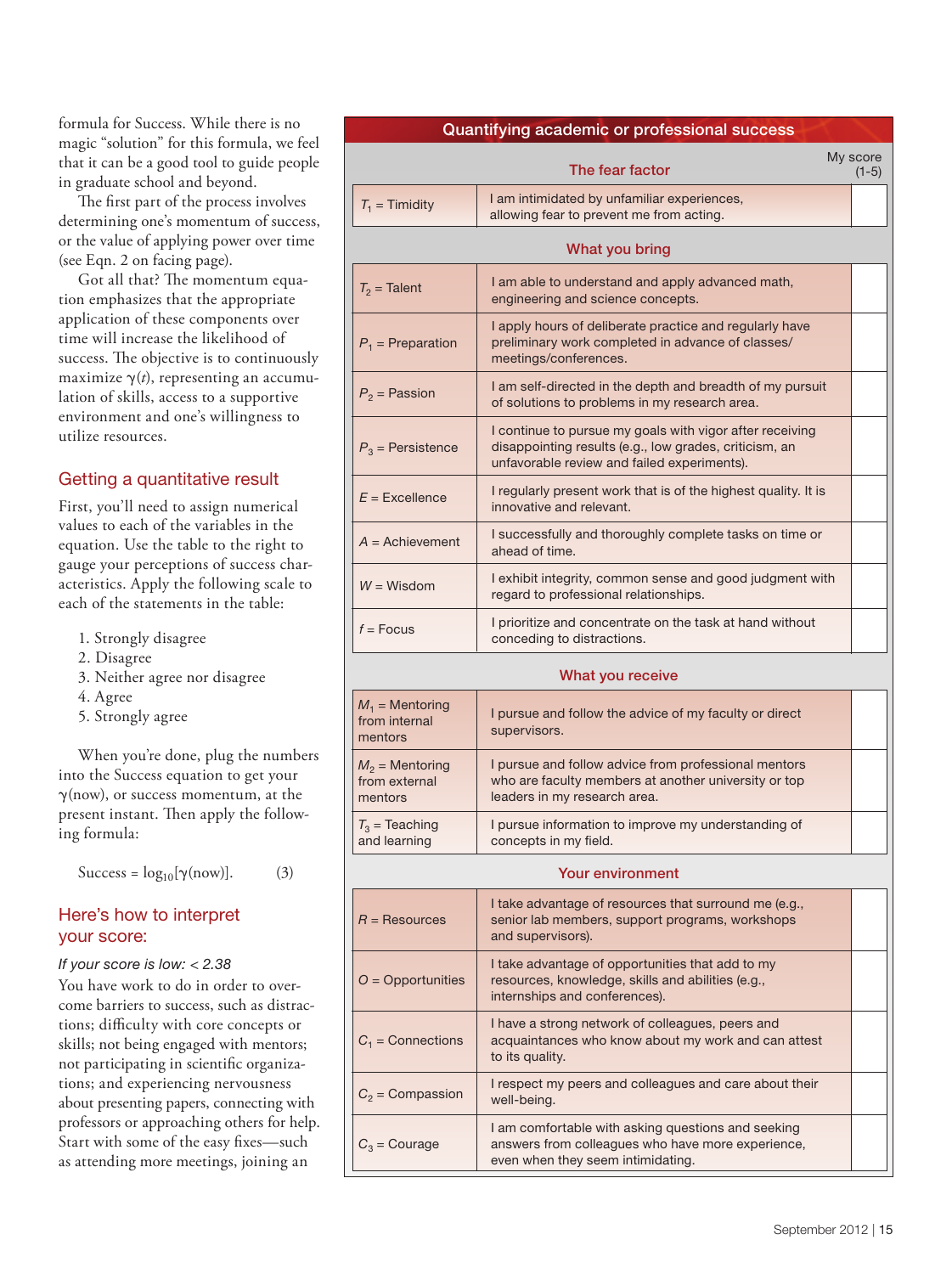formula for Success. While there is no magic "solution" for this formula, we feel that it can be a good tool to guide people in graduate school and beyond.

The first part of the process involves determining one's momentum of success, or the value of applying power over time (see Eqn. 2 on facing page).

Got all that? The momentum equation emphasizes that the appropriate application of these components over time will increase the likelihood of success. The objective is to continuously maximize $\gamma(t)$, representing an accumulation of skills, access to a supportive environment and one's willingness to utilize resources.

## Getting a quantitative result

First, you'll need to assign numerical values to each of the variables in the equation. Use the table to the right to gauge your perceptions of success characteristics. Apply the following scale to each of the statements in the table:

1. Strongly disagree
2. Disagree
3. Neither agree nor disagree
4. Agree
5. Strongly agree

When you're done, plug the numbers into the Success equation to get your $\gamma$(now), or success momentum, at the present instant. Then apply the following formula:

$$\text{Success} = \log_{10}[\gamma(\text{now})]. \quad (3)$$

## Here's how to interpret your score:

*If your score is low: < 2.38*

You have work to do in order to overcome barriers to success, such as distractions; difficulty with core concepts or skills; not being engaged with mentors; not participating in scientific organizations; and experiencing nervousness about presenting papers, connecting with professors or approaching others for help. Start with some of the easy fixes—such as attending more meetings, joining an

**Quantifying academic or professional success**

| **The fear factor** | | My score (1-5) |
|---|---|---|
| $T_1$ = Timidity | I am intimidated by unfamiliar experiences, allowing fear to prevent me from acting. | |
| **What you bring** | | |
| $T_2$ = Talent | I am able to understand and apply advanced math, engineering and science concepts. | |
| $P_1$ = Preparation | I apply hours of deliberate practice and regularly have preliminary work completed in advance of classes/meetings/conferences. | |
| $P_2$ = Passion | I am self-directed in the depth and breadth of my pursuit of solutions to problems in my research area. | |
| $P_3$ = Persistence | I continue to pursue my goals with vigor after receiving disappointing results (e.g., low grades, criticism, an unfavorable review and failed experiments). | |
| $E$ = Excellence | I regularly present work that is of the highest quality. It is innovative and relevant. | |
| $A$ = Achievement | I successfully and thoroughly complete tasks on time or ahead of time. | |
| $W$ = Wisdom | I exhibit integrity, common sense and good judgment with regard to professional relationships. | |
| $f$ = Focus | I prioritize and concentrate on the task at hand without conceding to distractions. | |
| **What you receive** | | |
| $M_1$ = Mentoring from internal mentors | I pursue and follow the advice of my faculty or direct supervisors. | |
| $M_2$ = Mentoring from external mentors | I pursue and follow advice from professional mentors who are faculty members at another university or top leaders in my research area. | |
| $T_3$ = Teaching and learning | I pursue information to improve my understanding of concepts in my field. | |
| **Your environment** | | |
| $R$ = Resources | I take advantage of resources that surround me (e.g., senior lab members, support programs, workshops and supervisors). | |
| $O$ = Opportunities | I take advantage of opportunities that add to my resources, knowledge, skills and abilities (e.g., internships and conferences). | |
| $C_1$ = Connections | I have a strong network of colleagues, peers and acquaintances who know about my work and can attest to its quality. | |
| $C_2$ = Compassion | I respect my peers and colleagues and care about their well-being. | |
| $C_3$ = Courage | I am comfortable with asking questions and seeking answers from colleagues who have more experience, even when they seem intimidating. | |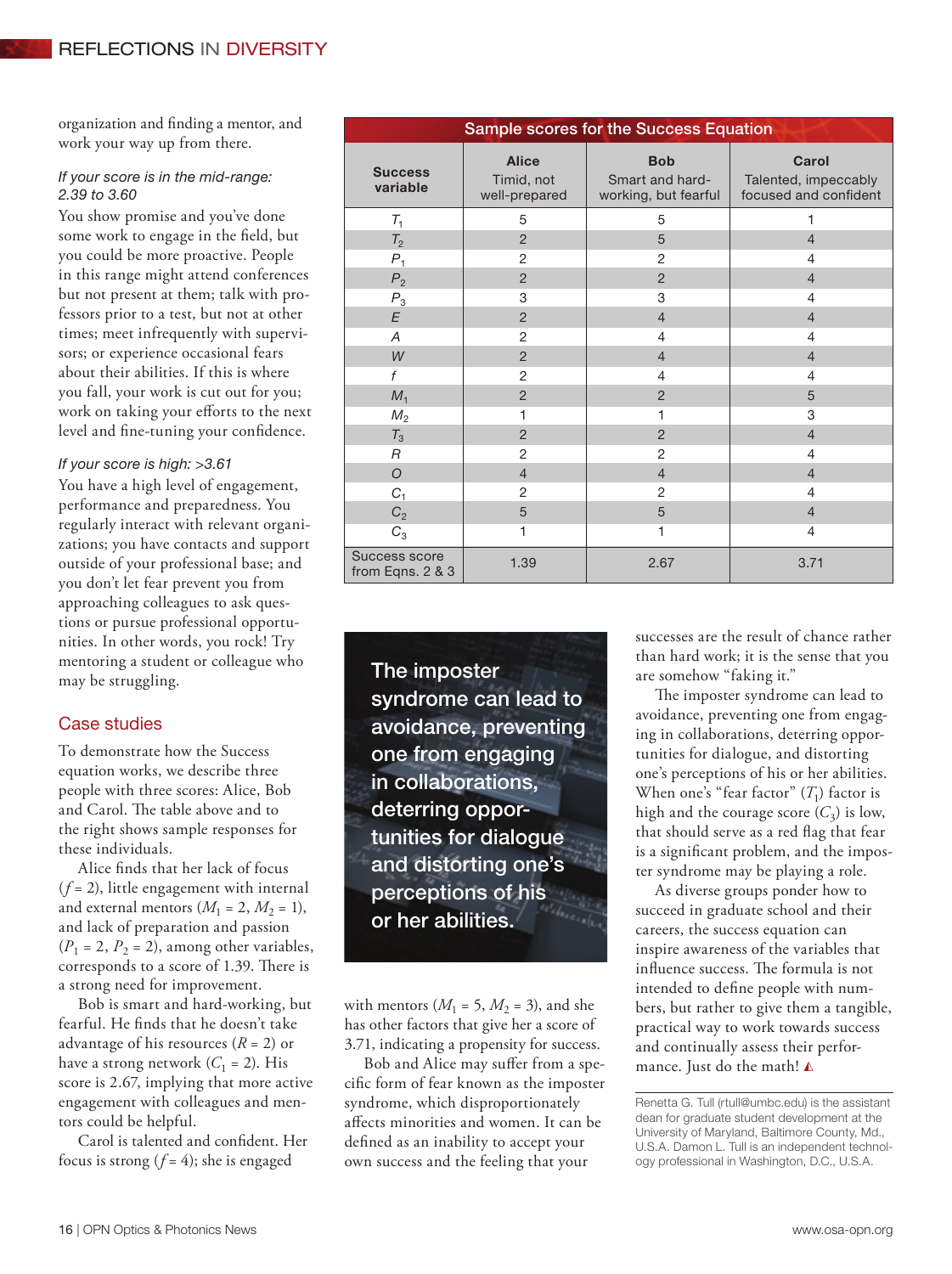organization and finding a mentor, and work your way up from there.

*If your score is in the mid-range: 2.39 to 3.60*

You show promise and you've done some work to engage in the field, but you could be more proactive. People in this range might attend conferences but not present at them; talk with professors prior to a test, but not at other times; meet infrequently with supervisors; or experience occasional fears about their abilities. If this is where you fall, your work is cut out for you; work on taking your efforts to the next level and fine-tuning your confidence.

*If your score is high: >3.61*

You have a high level of engagement, performance and preparedness. You regularly interact with relevant organizations; you have contacts and support outside of your professional base; and you don't let fear prevent you from approaching colleagues to ask questions or pursue professional opportunities. In other words, you rock! Try mentoring a student or colleague who may be struggling.

## Case studies

To demonstrate how the Success equation works, we describe three people with three scores: Alice, Bob and Carol. The table above and to the right shows sample responses for these individuals.

Alice finds that her lack of focus ($f = 2$), little engagement with internal and external mentors ($M_1 = 2$, $M_2 = 1$), and lack of preparation and passion ($P_1 = 2$, $P_2 = 2$), among other variables, corresponds to a score of 1.39. There is a strong need for improvement.

Bob is smart and hard-working, but fearful. He finds that he doesn't take advantage of his resources ($R = 2$) or have a strong network ($C_1 = 2$). His score is 2.67, implying that more active engagement with colleagues and mentors could be helpful.

Carol is talented and confident. Her focus is strong ($f = 4$); she is engaged with mentors ($M_1 = 5$, $M_2 = 3$), and she has other factors that give her a score of 3.71, indicating a propensity for success.

Bob and Alice may suffer from a specific form of fear known as the imposter syndrome, which disproportionately affects minorities and women. It can be defined as an inability to accept your own success and the feeling that your successes are the result of chance rather than hard work; it is the sense that you are somehow "faking it."

The imposter syndrome can lead to avoidance, preventing one from engaging in collaborations, deterring opportunities for dialogue, and distorting one's perceptions of his or her abilities. When one's "fear factor" ($T_1$) factor is high and the courage score ($C_3$) is low, that should serve as a red flag that fear is a significant problem, and the imposter syndrome may be playing a role.

As diverse groups ponder how to succeed in graduate school and their careers, the success equation can inspire awareness of the variables that influence success. The formula is not intended to define people with numbers, but rather to give them a tangible, practical way to work towards success and continually assess their performance. Just do the math!

**Sample scores for the Success Equation**

| Success variable | Alice<br>Timid, not well-prepared | Bob<br>Smart and hard-working, but fearful | Carol<br>Talented, impeccably focused and confident |
|---|---|---|---|
| $T_1$ | 5 | 5 | 1 |
| $T_2$ | 2 | 5 | 4 |
| $P_1$ | 2 | 2 | 4 |
| $P_2$ | 2 | 2 | 4 |
| $P_3$ | 3 | 3 | 4 |
| $E$ | 2 | 4 | 4 |
| $A$ | 2 | 4 | 4 |
| $W$ | 2 | 4 | 4 |
| $f$ | 2 | 4 | 4 |
| $M_1$ | 2 | 2 | 5 |
| $M_2$ | 1 | 1 | 3 |
| $T_3$ | 2 | 2 | 4 |
| $R$ | 2 | 2 | 4 |
| $O$ | 4 | 4 | 4 |
| $C_1$ | 2 | 2 | 4 |
| $C_2$ | 5 | 5 | 4 |
| $C_3$ | 1 | 1 | 4 |
| Success score from Eqns. 2 & 3 | 1.39 | 2.67 | 3.71 |

**The imposter syndrome can lead to avoidance, preventing one from engaging in collaborations, deterring opportunities for dialogue and distorting one's perceptions of his or her abilities.**

Renetta G. Tull (rtull@umbc.edu) is the assistant dean for graduate student development at the University of Maryland, Baltimore County, Md., U.S.A. Damon L. Tull is an independent technology professional in Washington, D.C., U.S.A.